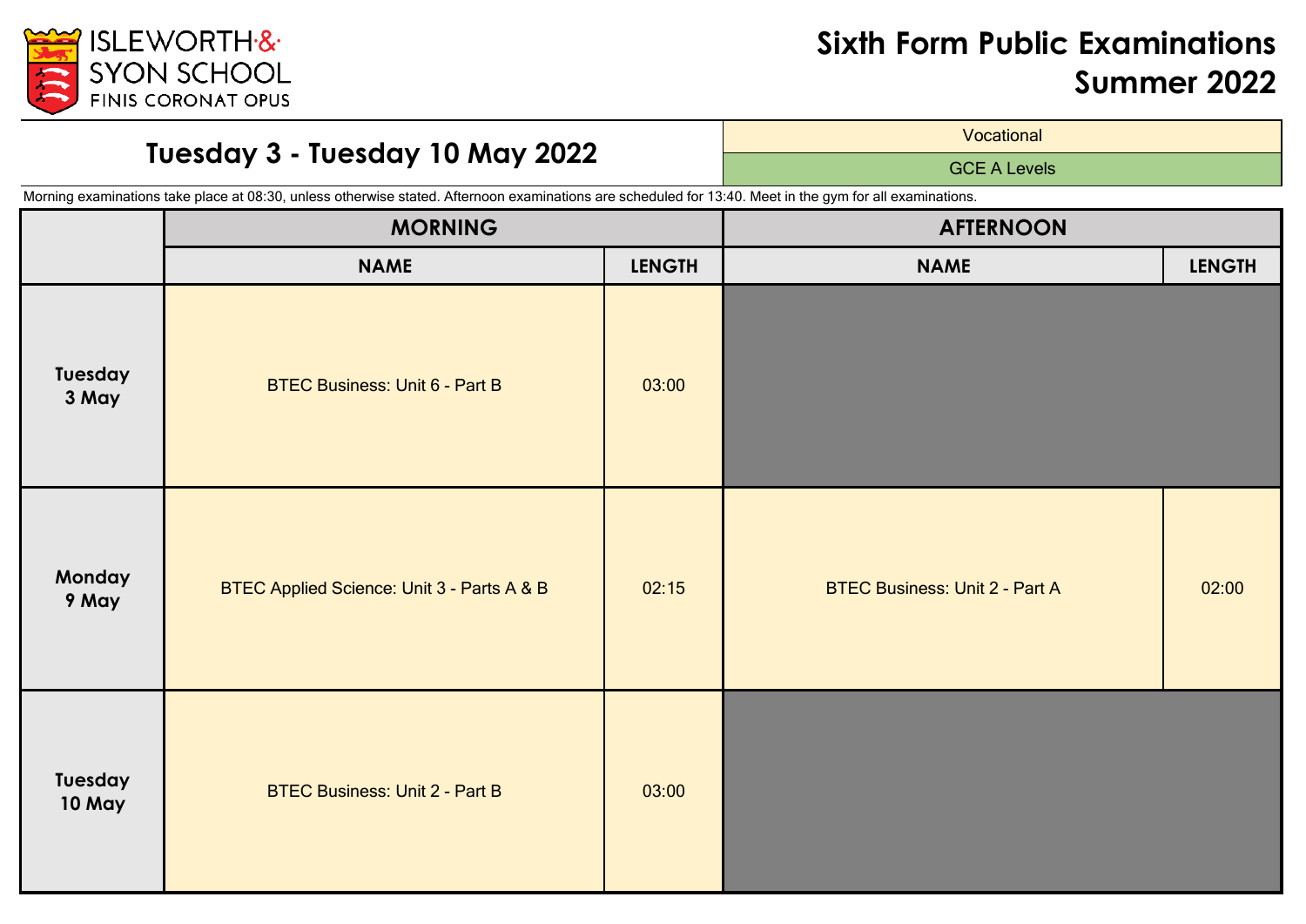ISLEWORTH & SYON SCHOOL
FINIS CORONAT OPUS

# Sixth Form Public Examinations Summer 2022

## Tuesday 3 - Tuesday 10 May 2022

Vocational

GCE A Levels

Morning examinations take place at 08:30, unless otherwise stated. Afternoon examinations are scheduled for 13:40. Meet in the gym for all examinations.

| | MORNING | | AFTERNOON | |
|---|---|---|---|---|
| | NAME | LENGTH | NAME | LENGTH |
| Tuesday 3 May | BTEC Business: Unit 6 - Part B | 03:00 | | |
| Monday 9 May | BTEC Applied Science: Unit 3 - Parts A & B | 02:15 | BTEC Business: Unit 2 - Part A | 02:00 |
| Tuesday 10 May | BTEC Business: Unit 2 - Part B | 03:00 | | |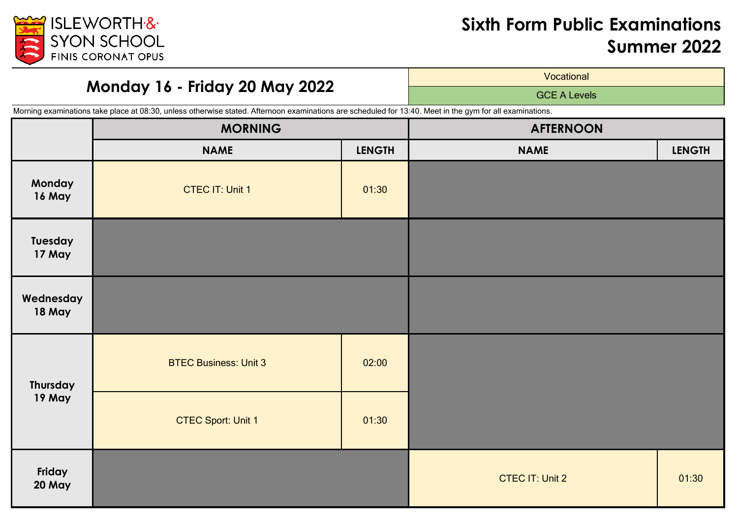# Sixth Form Public Examinations Summer 2022

## Monday 16 - Friday 20 May 2022

| Key |
|---|
| Vocational |
| GCE A Levels |

Morning examinations take place at 08:30, unless otherwise stated. Afternoon examinations are scheduled for 13:40. Meet in the gym for all examinations.

| | MORNING | | AFTERNOON | |
|---|---|---|---|---|
| | **NAME** | **LENGTH** | **NAME** | **LENGTH** |
| **Monday 16 May** | CTEC IT: Unit 1 | 01:30 | | |
| **Tuesday 17 May** | | | | |
| **Wednesday 18 May** | | | | |
| **Thursday 19 May** | BTEC Business: Unit 3 | 02:00 | | |
| | CTEC Sport: Unit 1 | 01:30 | | |
| **Friday 20 May** | | | CTEC IT: Unit 2 | 01:30 |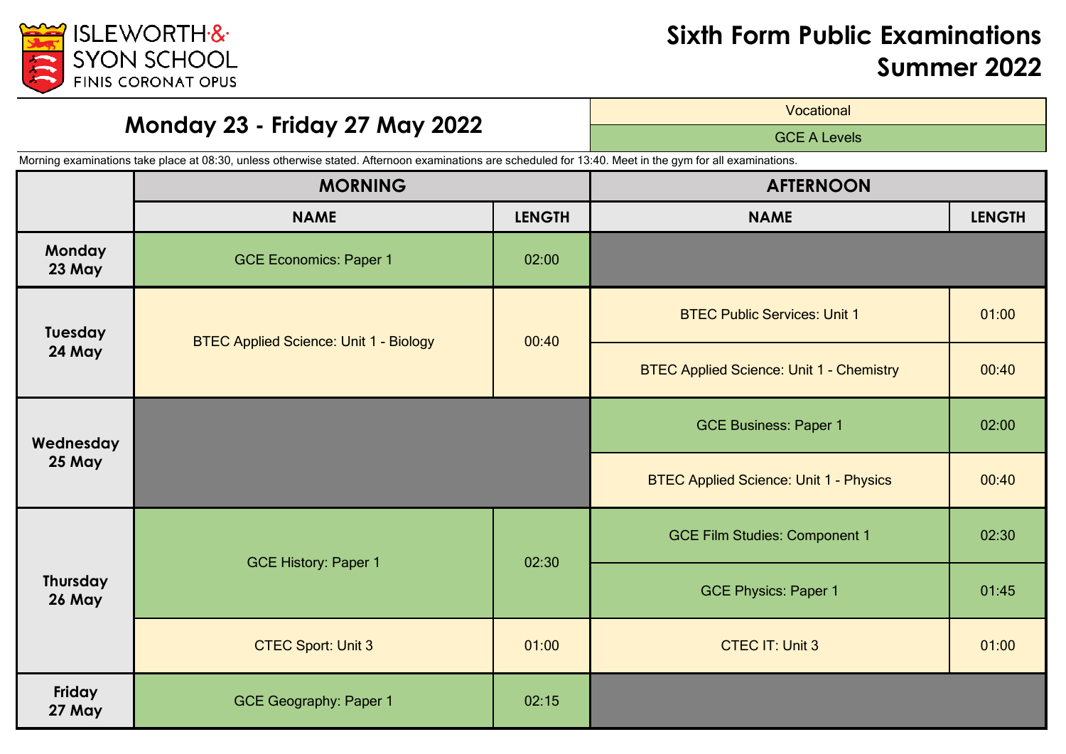ISLEWORTH & SYON SCHOOL
FINIS CORONAT OPUS

# Sixth Form Public Examinations Summer 2022

## Monday 23 - Friday 27 May 2022

| Vocational |
|---|
| GCE A Levels |

Morning examinations take place at 08:30, unless otherwise stated. Afternoon examinations are scheduled for 13:40. Meet in the gym for all examinations.

| | MORNING | | AFTERNOON | |
|---|---|---|---|---|
| | NAME | LENGTH | NAME | LENGTH |
| Monday 23 May | GCE Economics: Paper 1 | 02:00 | | |
| Tuesday 24 May | BTEC Applied Science: Unit 1 - Biology | 00:40 | BTEC Public Services: Unit 1 | 01:00 |
| | | | BTEC Applied Science: Unit 1 - Chemistry | 00:40 |
| Wednesday 25 May | | | GCE Business: Paper 1 | 02:00 |
| | | | BTEC Applied Science: Unit 1 - Physics | 00:40 |
| Thursday 26 May | GCE History: Paper 1 | 02:30 | GCE Film Studies: Component 1 | 02:30 |
| | | | GCE Physics: Paper 1 | 01:45 |
| | CTEC Sport: Unit 3 | 01:00 | CTEC IT: Unit 3 | 01:00 |
| Friday 27 May | GCE Geography: Paper 1 | 02:15 | | |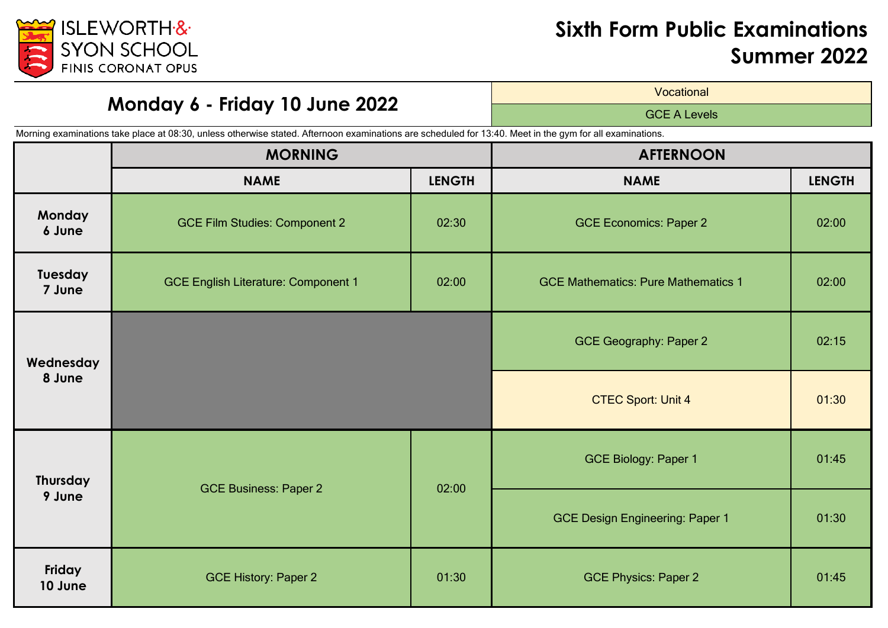ISLEWORTH & SYON SCHOOL
FINIS CORONAT OPUS

# Sixth Form Public Examinations Summer 2022

## Monday 6 - Friday 10 June 2022

| Key |
|---|
| Vocational |
| GCE A Levels |

Morning examinations take place at 08:30, unless otherwise stated. Afternoon examinations are scheduled for 13:40. Meet in the gym for all examinations.

| | MORNING | | AFTERNOON | |
|---|---|---|---|---|
| | **NAME** | **LENGTH** | **NAME** | **LENGTH** |
| **Monday 6 June** | GCE Film Studies: Component 2 | 02:30 | GCE Economics: Paper 2 | 02:00 |
| **Tuesday 7 June** | GCE English Literature: Component 1 | 02:00 | GCE Mathematics: Pure Mathematics 1 | 02:00 |
| **Wednesday 8 June** | | | GCE Geography: Paper 2 | 02:15 |
| | | | CTEC Sport: Unit 4 | 01:30 |
| **Thursday 9 June** | GCE Business: Paper 2 | 02:00 | GCE Biology: Paper 1 | 01:45 |
| | | | GCE Design Engineering: Paper 1 | 01:30 |
| **Friday 10 June** | GCE History: Paper 2 | 01:30 | GCE Physics: Paper 2 | 01:45 |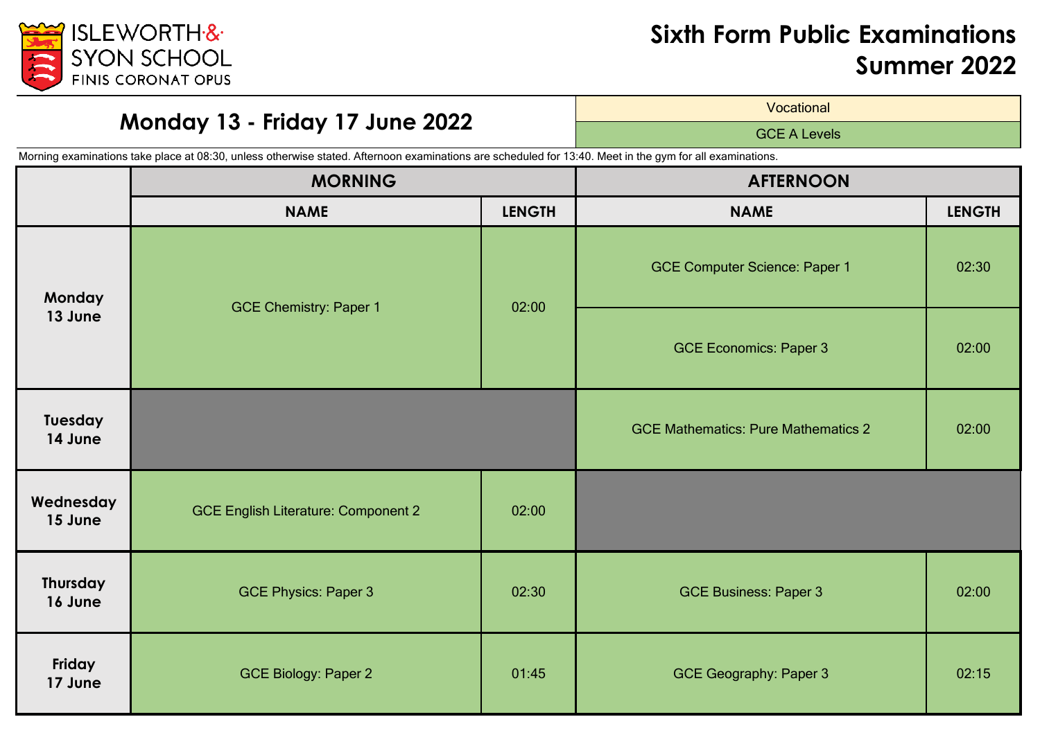ISLEWORTH & SYON SCHOOL
FINIS CORONAT OPUS

# Sixth Form Public Examinations Summer 2022

## Monday 13 - Friday 17 June 2022

| Key |
|---|
| Vocational |
| GCE A Levels |

Morning examinations take place at 08:30, unless otherwise stated. Afternoon examinations are scheduled for 13:40. Meet in the gym for all examinations.

| | MORNING | | AFTERNOON | |
|---|---|---|---|---|
| | **NAME** | **LENGTH** | **NAME** | **LENGTH** |
| **Monday 13 June** | GCE Chemistry: Paper 1 | 02:00 | GCE Computer Science: Paper 1 | 02:30 |
| | | | GCE Economics: Paper 3 | 02:00 |
| **Tuesday 14 June** | | | GCE Mathematics: Pure Mathematics 2 | 02:00 |
| **Wednesday 15 June** | GCE English Literature: Component 2 | 02:00 | | |
| **Thursday 16 June** | GCE Physics: Paper 3 | 02:30 | GCE Business: Paper 3 | 02:00 |
| **Friday 17 June** | GCE Biology: Paper 2 | 01:45 | GCE Geography: Paper 3 | 02:15 |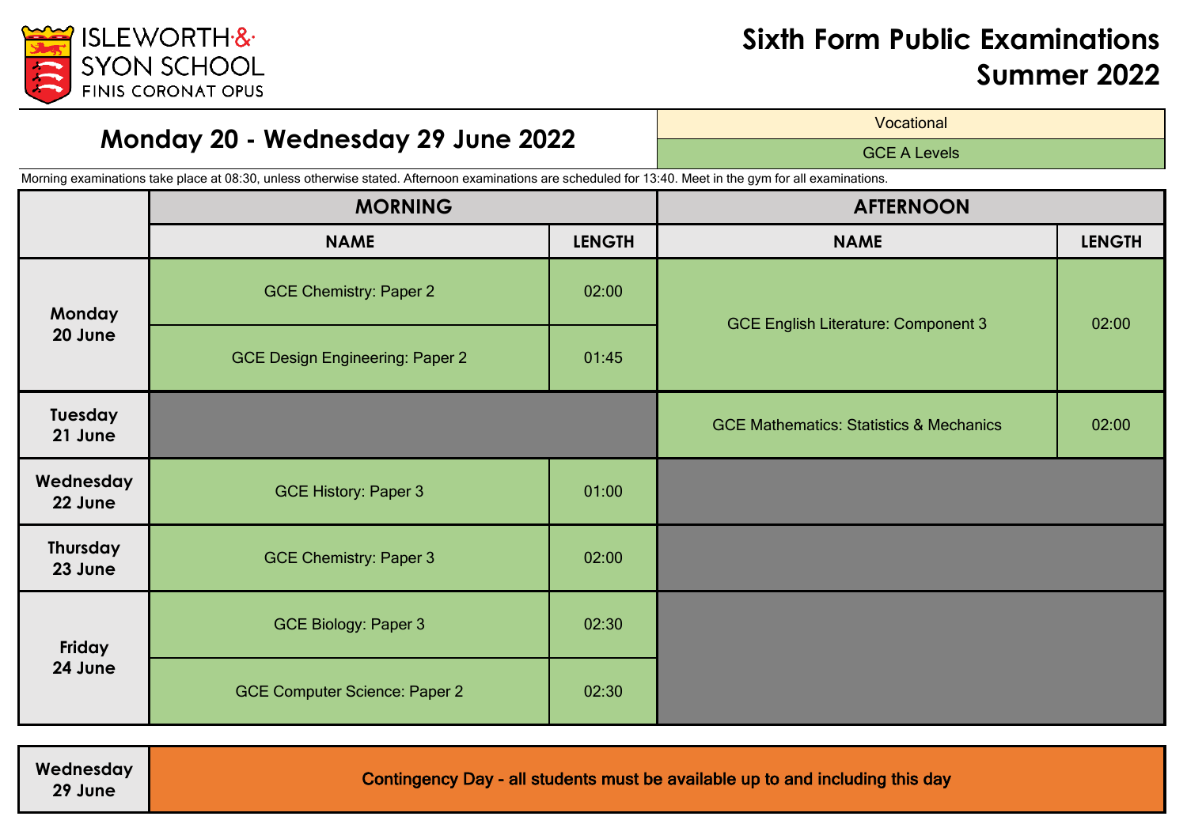ISLEWORTH & SYON SCHOOL
FINIS CORONAT OPUS

# Sixth Form Public Examinations Summer 2022

## Monday 20 - Wednesday 29 June 2022

| Vocational |
|---|
| GCE A Levels |

Morning examinations take place at 08:30, unless otherwise stated. Afternoon examinations are scheduled for 13:40. Meet in the gym for all examinations.

| | MORNING | | AFTERNOON | |
|---|---|---|---|---|
| | **NAME** | **LENGTH** | **NAME** | **LENGTH** |
| **Monday 20 June** | GCE Chemistry: Paper 2 | 02:00 | GCE English Literature: Component 3 | 02:00 |
| | GCE Design Engineering: Paper 2 | 01:45 | | |
| **Tuesday 21 June** | | | GCE Mathematics: Statistics & Mechanics | 02:00 |
| **Wednesday 22 June** | GCE History: Paper 3 | 01:00 | | |
| **Thursday 23 June** | GCE Chemistry: Paper 3 | 02:00 | | |
| **Friday 24 June** | GCE Biology: Paper 3 | 02:30 | | |
| | GCE Computer Science: Paper 2 | 02:30 | | |

| | |
|---|---|
| **Wednesday 29 June** | **Contingency Day - all students must be available up to and including this day** |